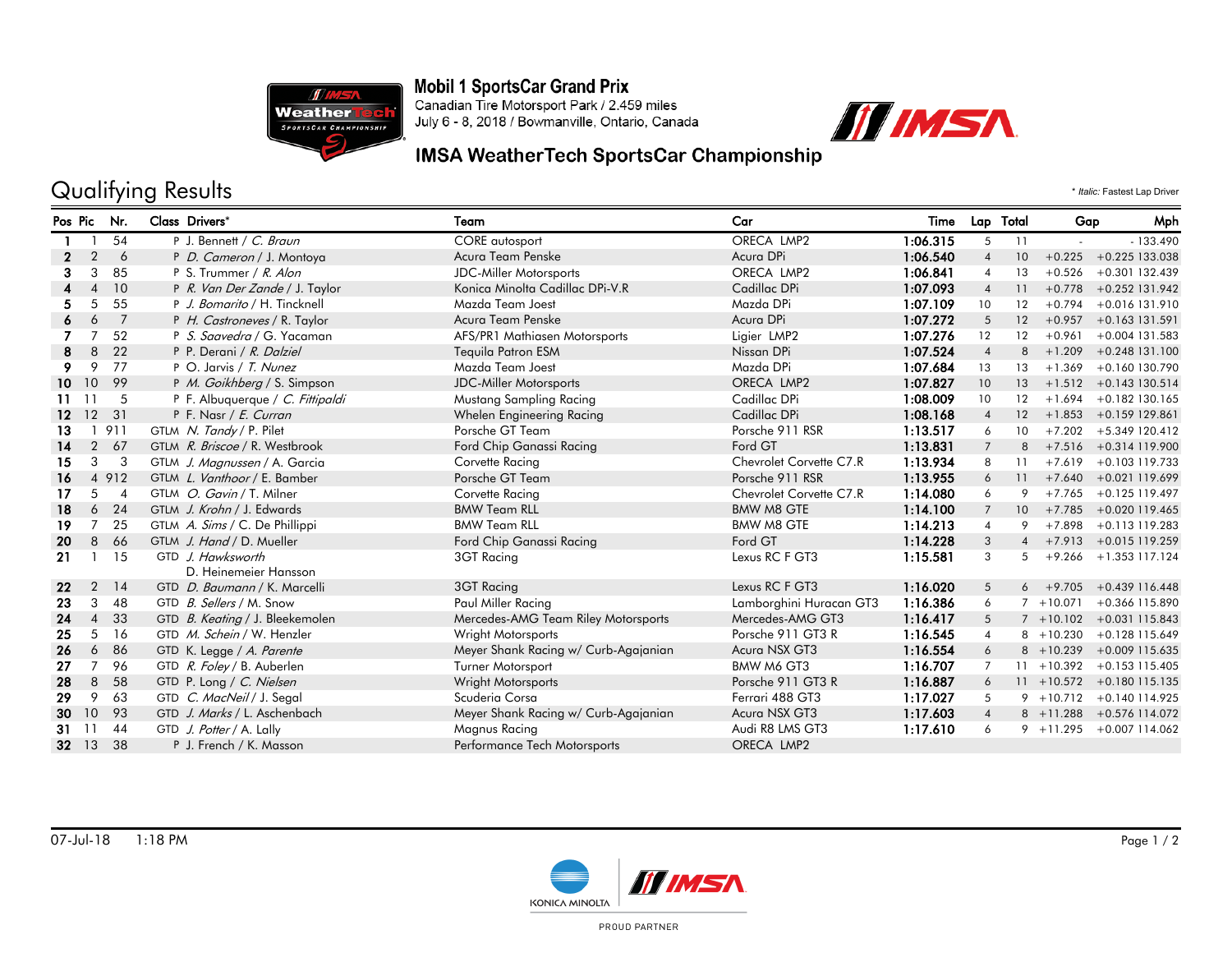# Mobil 1 SportsCar Grand Prix

Canadian Tire Motorsport Park / 2.459 miles
July 6 - 8, 2018 / Bowmanville, Ontario, Canada

## IMSA WeatherTech SportsCar Championship

## Qualifying Results

\* *Italic:* Fastest Lap Driver

| Pos | Pic | Nr. | Class | Drivers* | Team | Car | Time | Lap | Total | Gap | | Mph |
|---|---|---|---|---|---|---|---|---|---|---|---|---|
| 1 | 1 | 54 | P | J. Bennett / *C. Braun* | CORE autosport | ORECA LMP2 | 1:06.315 | 5 | 11 | - | - | 133.490 |
| 2 | 2 | 6 | P | *D. Cameron* / J. Montoya | Acura Team Penske | Acura DPi | 1:06.540 | 4 | 10 | +0.225 | +0.225 | 133.038 |
| 3 | 3 | 85 | P | S. Trummer / *R. Alon* | JDC-Miller Motorsports | ORECA LMP2 | 1:06.841 | 4 | 13 | +0.526 | +0.301 | 132.439 |
| 4 | 4 | 10 | P | *R. Van Der Zande* / J. Taylor | Konica Minolta Cadillac DPi-V.R | Cadillac DPi | 1:07.093 | 4 | 11 | +0.778 | +0.252 | 131.942 |
| 5 | 5 | 55 | P | *J. Bomarito* / H. Tincknell | Mazda Team Joest | Mazda DPi | 1:07.109 | 10 | 12 | +0.794 | +0.016 | 131.910 |
| 6 | 6 | 7 | P | *H. Castroneves* / R. Taylor | Acura Team Penske | Acura DPi | 1:07.272 | 5 | 12 | +0.957 | +0.163 | 131.591 |
| 7 | 7 | 52 | P | *S. Saavedra* / G. Yacaman | AFS/PR1 Mathiasen Motorsports | Ligier LMP2 | 1:07.276 | 12 | 12 | +0.961 | +0.004 | 131.583 |
| 8 | 8 | 22 | P | P. Derani / *R. Dalziel* | Tequila Patron ESM | Nissan DPi | 1:07.524 | 4 | 8 | +1.209 | +0.248 | 131.100 |
| 9 | 9 | 77 | P | O. Jarvis / *T. Nunez* | Mazda Team Joest | Mazda DPi | 1:07.684 | 13 | 13 | +1.369 | +0.160 | 130.790 |
| 10 | 10 | 99 | P | *M. Goikhberg* / S. Simpson | JDC-Miller Motorsports | ORECA LMP2 | 1:07.827 | 10 | 13 | +1.512 | +0.143 | 130.514 |
| 11 | 11 | 5 | P | F. Albuquerque / *C. Fittipaldi* | Mustang Sampling Racing | Cadillac DPi | 1:08.009 | 10 | 12 | +1.694 | +0.182 | 130.165 |
| 12 | 12 | 31 | P | F. Nasr / *E. Curran* | Whelen Engineering Racing | Cadillac DPi | 1:08.168 | 4 | 12 | +1.853 | +0.159 | 129.861 |
| 13 | 1 | 911 | GTLM | *N. Tandy* / P. Pilet | Porsche GT Team | Porsche 911 RSR | 1:13.517 | 6 | 10 | +7.202 | +5.349 | 120.412 |
| 14 | 2 | 67 | GTLM | *R. Briscoe* / R. Westbrook | Ford Chip Ganassi Racing | Ford GT | 1:13.831 | 7 | 8 | +7.516 | +0.314 | 119.900 |
| 15 | 3 | 3 | GTLM | *J. Magnussen* / A. Garcia | Corvette Racing | Chevrolet Corvette C7.R | 1:13.934 | 8 | 11 | +7.619 | +0.103 | 119.733 |
| 16 | 4 | 912 | GTLM | *L. Vanthoor* / E. Bamber | Porsche GT Team | Porsche 911 RSR | 1:13.955 | 6 | 11 | +7.640 | +0.021 | 119.699 |
| 17 | 5 | 4 | GTLM | *O. Gavin* / T. Milner | Corvette Racing | Chevrolet Corvette C7.R | 1:14.080 | 6 | 9 | +7.765 | +0.125 | 119.497 |
| 18 | 6 | 24 | GTLM | *J. Krohn* / J. Edwards | BMW Team RLL | BMW M8 GTE | 1:14.100 | 7 | 10 | +7.785 | +0.020 | 119.465 |
| 19 | 7 | 25 | GTLM | *A. Sims* / C. De Phillippi | BMW Team RLL | BMW M8 GTE | 1:14.213 | 4 | 9 | +7.898 | +0.113 | 119.283 |
| 20 | 8 | 66 | GTLM | *J. Hand* / D. Mueller | Ford Chip Ganassi Racing | Ford GT | 1:14.228 | 3 | 4 | +7.913 | +0.015 | 119.259 |
| 21 | 1 | 15 | GTD | *J. Hawksworth* D. Heinemeier Hansson | 3GT Racing | Lexus RC F GT3 | 1:15.581 | 3 | 5 | +9.266 | +1.353 | 117.124 |
| 22 | 2 | 14 | GTD | *D. Baumann* / K. Marcelli | 3GT Racing | Lexus RC F GT3 | 1:16.020 | 5 | 6 | +9.705 | +0.439 | 116.448 |
| 23 | 3 | 48 | GTD | *B. Sellers* / M. Snow | Paul Miller Racing | Lamborghini Huracan GT3 | 1:16.386 | 6 | 7 | +10.071 | +0.366 | 115.890 |
| 24 | 4 | 33 | GTD | *B. Keating* / J. Bleekemolen | Mercedes-AMG Team Riley Motorsports | Mercedes-AMG GT3 | 1:16.417 | 5 | 7 | +10.102 | +0.031 | 115.843 |
| 25 | 5 | 16 | GTD | *M. Schein* / W. Henzler | Wright Motorsports | Porsche 911 GT3 R | 1:16.545 | 4 | 8 | +10.230 | +0.128 | 115.649 |
| 26 | 6 | 86 | GTD | K. Legge / *A. Parente* | Meyer Shank Racing w/ Curb-Agajanian | Acura NSX GT3 | 1:16.554 | 6 | 8 | +10.239 | +0.009 | 115.635 |
| 27 | 7 | 96 | GTD | *R. Foley* / B. Auberlen | Turner Motorsport | BMW M6 GT3 | 1:16.707 | 7 | 11 | +10.392 | +0.153 | 115.405 |
| 28 | 8 | 58 | GTD | P. Long / *C. Nielsen* | Wright Motorsports | Porsche 911 GT3 R | 1:16.887 | 6 | 11 | +10.572 | +0.180 | 115.135 |
| 29 | 9 | 63 | GTD | *C. MacNeil* / J. Segal | Scuderia Corsa | Ferrari 488 GT3 | 1:17.027 | 5 | 9 | +10.712 | +0.140 | 114.925 |
| 30 | 10 | 93 | GTD | *J. Marks* / L. Aschenbach | Meyer Shank Racing w/ Curb-Agajanian | Acura NSX GT3 | 1:17.603 | 4 | 8 | +11.288 | +0.576 | 114.072 |
| 31 | 11 | 44 | GTD | *J. Potter* / A. Lally | Magnus Racing | Audi R8 LMS GT3 | 1:17.610 | 6 | 9 | +11.295 | +0.007 | 114.062 |
| 32 | 13 | 38 | P | J. French / K. Masson | Performance Tech Motorsports | ORECA LMP2 | | | | | | |

07-Jul-18 1:18 PM

PROUD PARTNER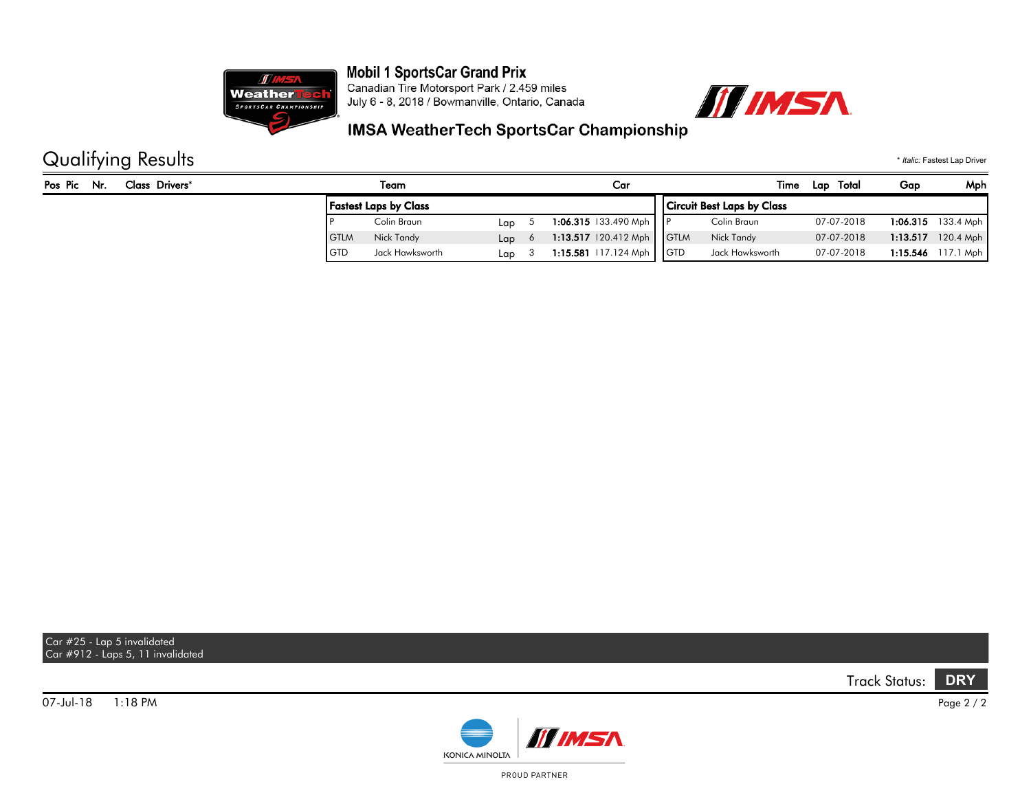# Mobil 1 SportsCar Grand Prix

Canadian Tire Motorsport Park / 2.459 miles
July 6 - 8, 2018 / Bowmanville, Ontario, Canada

## IMSA WeatherTech SportsCar Championship

## Qualifying Results

\* *Italic:* Fastest Lap Driver

| Pos | Pic | Nr. | Class | Drivers* | Team | Car | Time | Lap | Total | Gap | Mph |
|---|---|---|---|---|---|---|---|---|---|---|---|

**Fastest Laps by Class**

| Class | Driver | | Lap | Time | Mph |
|---|---|---|---|---|---|
| P | Colin Braun | Lap | 5 | 1:06.315 | 133.490 Mph |
| GTLM | Nick Tandy | Lap | 6 | 1:13.517 | 120.412 Mph |
| GTD | Jack Hawksworth | Lap | 3 | 1:15.581 | 117.124 Mph |

**Circuit Best Laps by Class**

| Class | Driver | Date | Time | Mph |
|---|---|---|---|---|
| P | Colin Braun | 07-07-2018 | 1:06.315 | 133.4 Mph |
| GTLM | Nick Tandy | 07-07-2018 | 1:13.517 | 120.4 Mph |
| GTD | Jack Hawksworth | 07-07-2018 | 1:15.546 | 117.1 Mph |

Car #25 - Lap 5 invalidated
Car #912 - Laps 5, 11 invalidated

Track Status: DRY

07-Jul-18 1:18 PM

KONICA MINOLTA | IMSA
PROUD PARTNER